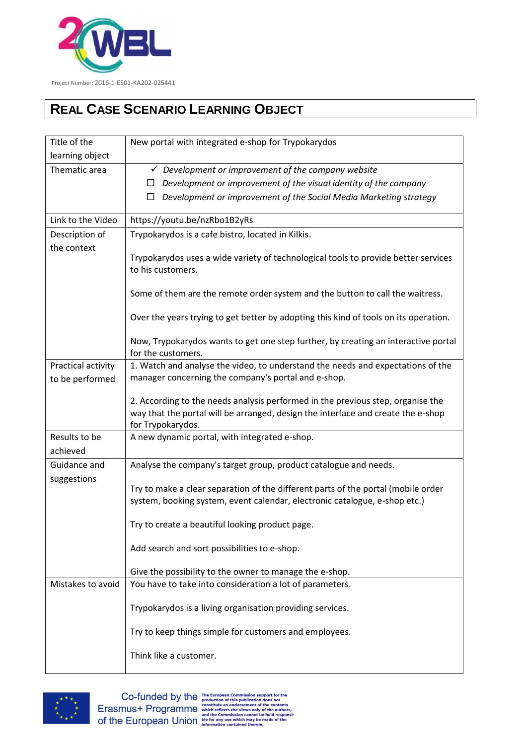Project Number: 2016-1-ES01-KA202-025441

# REAL CASE SCENARIO LEARNING OBJECT

| Title of the learning object | New portal with integrated e-shop for Trypokarydos |
|---|---|
| Thematic area | ✓ *Development or improvement of the company website*<br>☐ *Development or improvement of the visual identity of the company*<br>☐ *Development or improvement of the Social Media Marketing strategy* |
| Link to the Video | https://youtu.be/nzRbo1B2yRs |
| Description of the context | Trypokarydos is a cafe bistro, located in Kilkis.<br><br>Trypokarydos uses a wide variety of technological tools to provide better services to his customers.<br><br>Some of them are the remote order system and the button to call the waitress.<br><br>Over the years trying to get better by adopting this kind of tools on its operation.<br><br>Now, Trypokarydos wants to get one step further, by creating an interactive portal for the customers. |
| Practical activity to be performed | 1. Watch and analyse the video, to understand the needs and expectations of the manager concerning the company's portal and e-shop.<br><br>2. According to the needs analysis performed in the previous step, organise the way that the portal will be arranged, design the interface and create the e-shop for Trypokarydos. |
| Results to be achieved | A new dynamic portal, with integrated e-shop. |
| Guidance and suggestions | Analyse the company's target group, product catalogue and needs.<br><br>Try to make a clear separation of the different parts of the portal (mobile order system, booking system, event calendar, electronic catalogue, e-shop etc.)<br><br>Try to create a beautiful looking product page.<br><br>Add search and sort possibilities to e-shop.<br><br>Give the possibility to the owner to manage the e-shop. |
| Mistakes to avoid | You have to take into consideration a lot of parameters.<br><br>Trypokarydos is a living organisation providing services.<br><br>Try to keep things simple for customers and employees.<br><br>Think like a customer. |

Co-funded by the Erasmus+ Programme of the European Union

The European Commission support for the production of this publication does not constitute an endorsement of the contents which reflects the views only of the authors, and the Commission cannot be held responsible for any use which may be made of the information contained therein.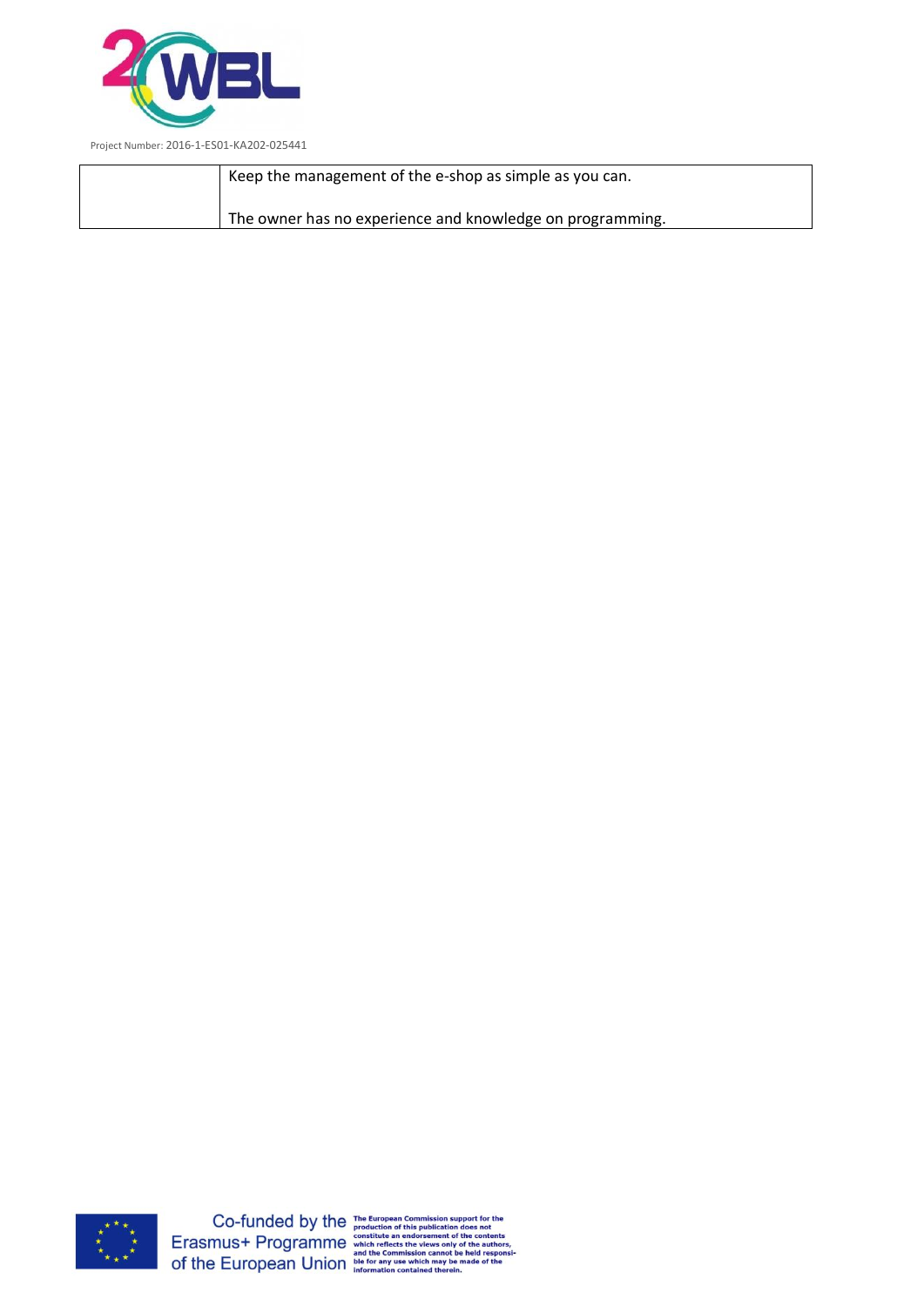| | |
|---|---|
| | Keep the management of the e-shop as simple as you can.<br><br>The owner has no experience and knowledge on programming. |